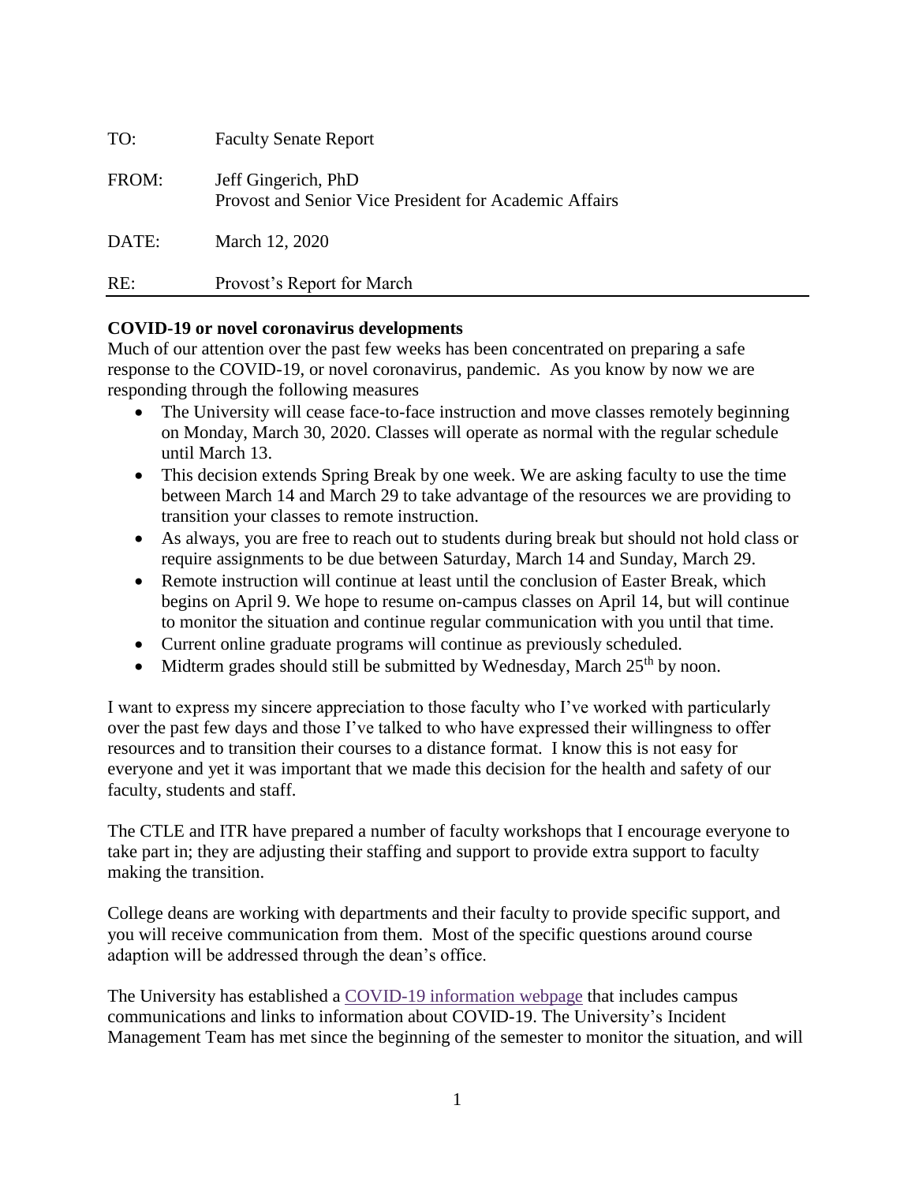| | |
|---|---|
| TO: | Faculty Senate Report |
| FROM: | Jeff Gingerich, PhD<br>Provost and Senior Vice President for Academic Affairs |
| DATE: | March 12, 2020 |
| RE: | Provost's Report for March |

**COVID-19 or novel coronavirus developments**

Much of our attention over the past few weeks has been concentrated on preparing a safe response to the COVID-19, or novel coronavirus, pandemic. As you know by now we are responding through the following measures

- The University will cease face-to-face instruction and move classes remotely beginning on Monday, March 30, 2020. Classes will operate as normal with the regular schedule until March 13.
- This decision extends Spring Break by one week. We are asking faculty to use the time between March 14 and March 29 to take advantage of the resources we are providing to transition your classes to remote instruction.
- As always, you are free to reach out to students during break but should not hold class or require assignments to be due between Saturday, March 14 and Sunday, March 29.
- Remote instruction will continue at least until the conclusion of Easter Break, which begins on April 9. We hope to resume on-campus classes on April 14, but will continue to monitor the situation and continue regular communication with you until that time.
- Current online graduate programs will continue as previously scheduled.
- Midterm grades should still be submitted by Wednesday, March 25th by noon.

I want to express my sincere appreciation to those faculty who I've worked with particularly over the past few days and those I've talked to who have expressed their willingness to offer resources and to transition their courses to a distance format. I know this is not easy for everyone and yet it was important that we made this decision for the health and safety of our faculty, students and staff.

The CTLE and ITR have prepared a number of faculty workshops that I encourage everyone to take part in; they are adjusting their staffing and support to provide extra support to faculty making the transition.

College deans are working with departments and their faculty to provide specific support, and you will receive communication from them. Most of the specific questions around course adaption will be addressed through the dean's office.

The University has established a [COVID-19 information webpage]() that includes campus communications and links to information about COVID-19. The University's Incident Management Team has met since the beginning of the semester to monitor the situation, and will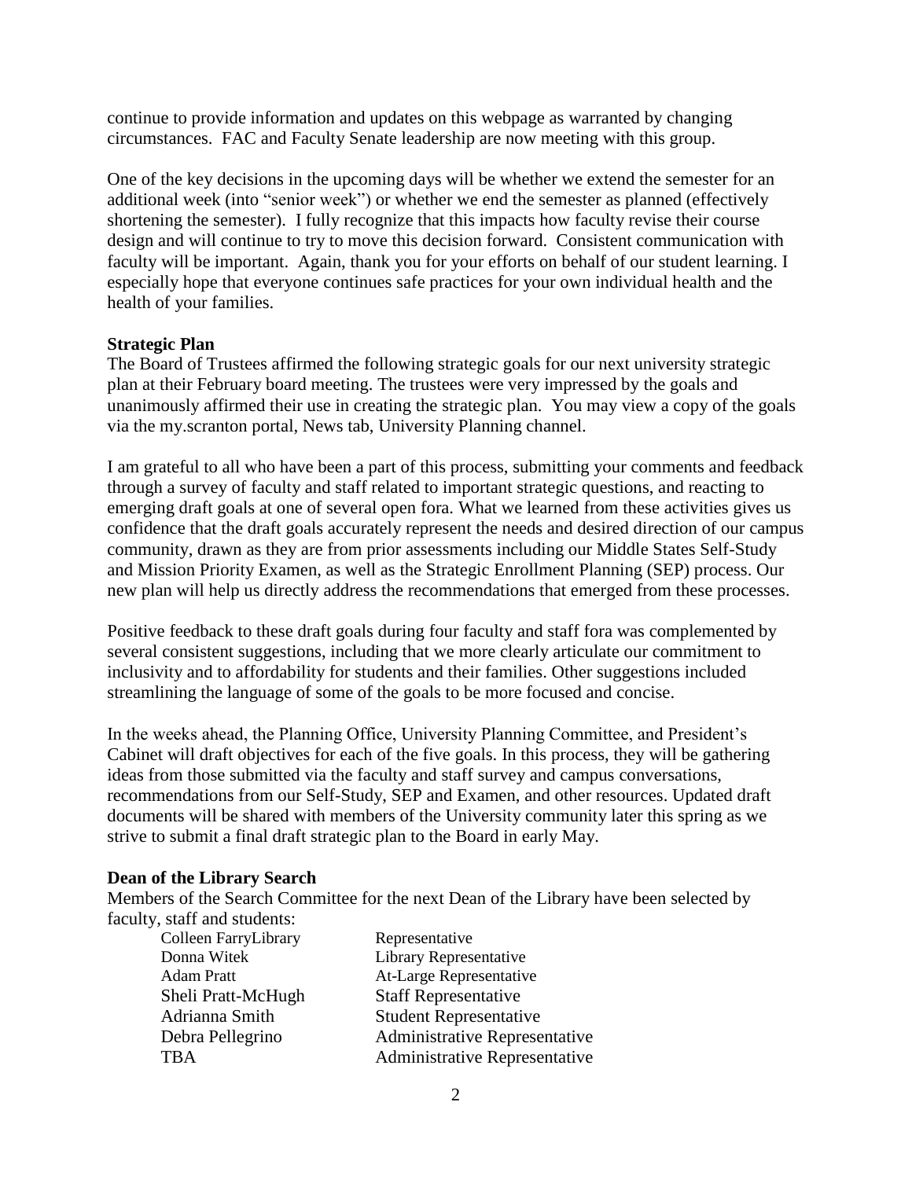continue to provide information and updates on this webpage as warranted by changing circumstances. FAC and Faculty Senate leadership are now meeting with this group.

One of the key decisions in the upcoming days will be whether we extend the semester for an additional week (into "senior week") or whether we end the semester as planned (effectively shortening the semester). I fully recognize that this impacts how faculty revise their course design and will continue to try to move this decision forward. Consistent communication with faculty will be important. Again, thank you for your efforts on behalf of our student learning. I especially hope that everyone continues safe practices for your own individual health and the health of your families.

**Strategic Plan**

The Board of Trustees affirmed the following strategic goals for our next university strategic plan at their February board meeting. The trustees were very impressed by the goals and unanimously affirmed their use in creating the strategic plan. You may view a copy of the goals via the my.scranton portal, News tab, University Planning channel.

I am grateful to all who have been a part of this process, submitting your comments and feedback through a survey of faculty and staff related to important strategic questions, and reacting to emerging draft goals at one of several open fora. What we learned from these activities gives us confidence that the draft goals accurately represent the needs and desired direction of our campus community, drawn as they are from prior assessments including our Middle States Self-Study and Mission Priority Examen, as well as the Strategic Enrollment Planning (SEP) process. Our new plan will help us directly address the recommendations that emerged from these processes.

Positive feedback to these draft goals during four faculty and staff fora was complemented by several consistent suggestions, including that we more clearly articulate our commitment to inclusivity and to affordability for students and their families. Other suggestions included streamlining the language of some of the goals to be more focused and concise.

In the weeks ahead, the Planning Office, University Planning Committee, and President's Cabinet will draft objectives for each of the five goals. In this process, they will be gathering ideas from those submitted via the faculty and staff survey and campus conversations, recommendations from our Self-Study, SEP and Examen, and other resources. Updated draft documents will be shared with members of the University community later this spring as we strive to submit a final draft strategic plan to the Board in early May.

**Dean of the Library Search**

Members of the Search Committee for the next Dean of the Library have been selected by faculty, staff and students:

| | |
|---|---|
| Colleen Farry | Library Representative |
| Donna Witek | Library Representative |
| Adam Pratt | At-Large Representative |
| Sheli Pratt-McHugh | Staff Representative |
| Adrianna Smith | Student Representative |
| Debra Pellegrino | Administrative Representative |
| TBA | Administrative Representative |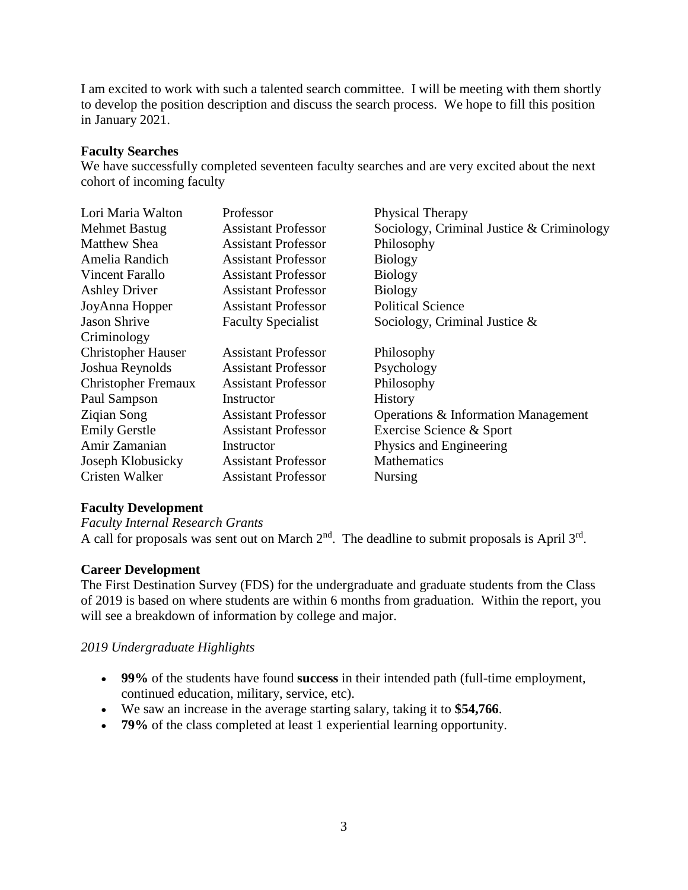I am excited to work with such a talented search committee. I will be meeting with them shortly to develop the position description and discuss the search process. We hope to fill this position in January 2021.

**Faculty Searches**

We have successfully completed seventeen faculty searches and are very excited about the next cohort of incoming faculty

| | | |
|---|---|---|
| Lori Maria Walton | Professor | Physical Therapy |
| Mehmet Bastug | Assistant Professor | Sociology, Criminal Justice & Criminology |
| Matthew Shea | Assistant Professor | Philosophy |
| Amelia Randich | Assistant Professor | Biology |
| Vincent Farallo | Assistant Professor | Biology |
| Ashley Driver | Assistant Professor | Biology |
| JoyAnna Hopper | Assistant Professor | Political Science |
| Jason Shrive | Faculty Specialist | Sociology, Criminal Justice & Criminology |
| Christopher Hauser | Assistant Professor | Philosophy |
| Joshua Reynolds | Assistant Professor | Psychology |
| Christopher Fremaux | Assistant Professor | Philosophy |
| Paul Sampson | Instructor | History |
| Ziqian Song | Assistant Professor | Operations & Information Management |
| Emily Gerstle | Assistant Professor | Exercise Science & Sport |
| Amir Zamanian | Instructor | Physics and Engineering |
| Joseph Klobusicky | Assistant Professor | Mathematics |
| Cristen Walker | Assistant Professor | Nursing |

**Faculty Development**

*Faculty Internal Research Grants*

A call for proposals was sent out on March 2nd. The deadline to submit proposals is April 3rd.

**Career Development**

The First Destination Survey (FDS) for the undergraduate and graduate students from the Class of 2019 is based on where students are within 6 months from graduation. Within the report, you will see a breakdown of information by college and major.

*2019 Undergraduate Highlights*

- **99%** of the students have found **success** in their intended path (full-time employment, continued education, military, service, etc).
- We saw an increase in the average starting salary, taking it to **$54,766**.
- **79%** of the class completed at least 1 experiential learning opportunity.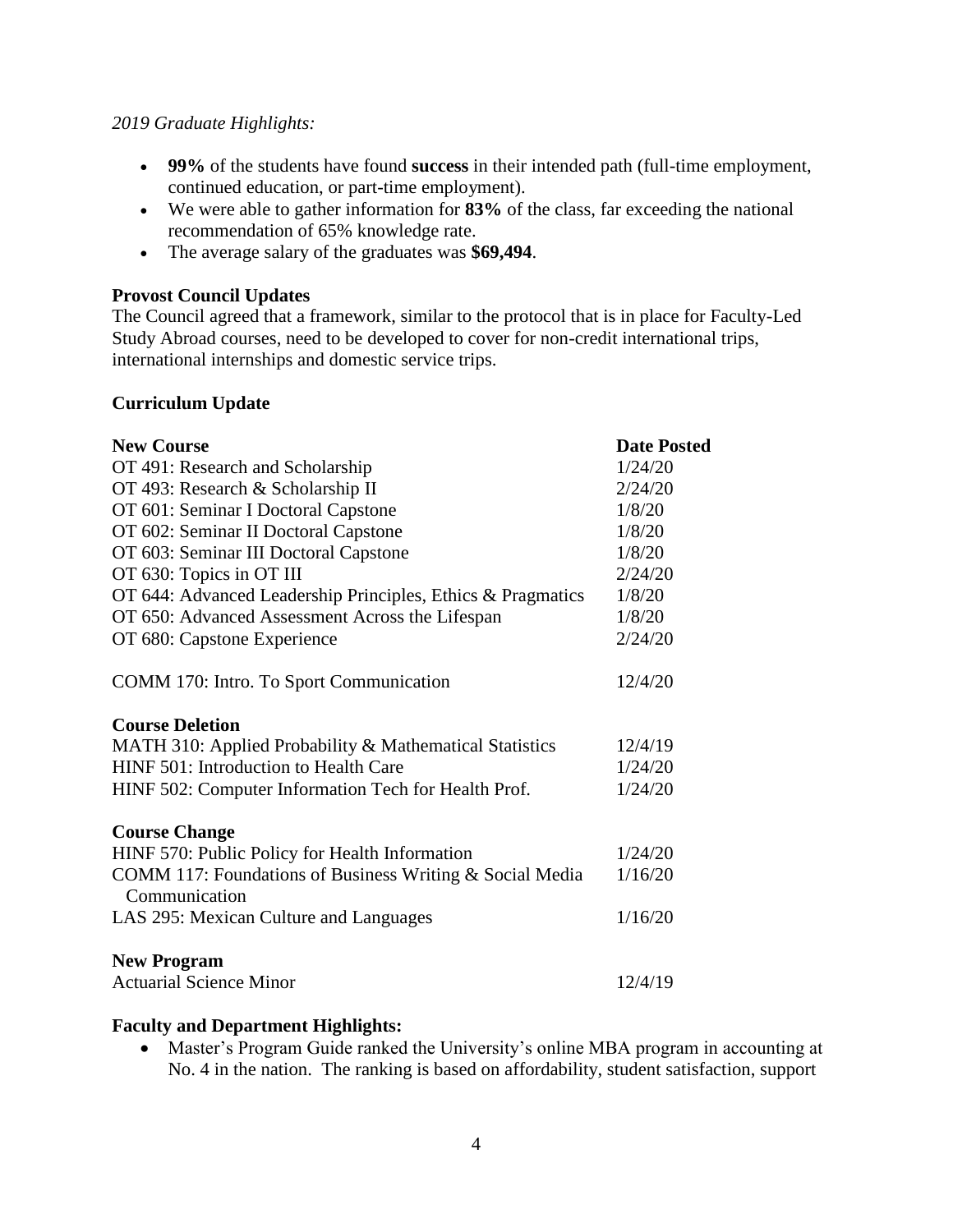*2019 Graduate Highlights:*

- **99%** of the students have found **success** in their intended path (full-time employment, continued education, or part-time employment).
- We were able to gather information for **83%** of the class, far exceeding the national recommendation of 65% knowledge rate.
- The average salary of the graduates was **$69,494**.

**Provost Council Updates**

The Council agreed that a framework, similar to the protocol that is in place for Faculty-Led Study Abroad courses, need to be developed to cover for non-credit international trips, international internships and domestic service trips.

**Curriculum Update**

| **New Course** | **Date Posted** |
|---|---|
| OT 491: Research and Scholarship | 1/24/20 |
| OT 493: Research & Scholarship II | 2/24/20 |
| OT 601: Seminar I Doctoral Capstone | 1/8/20 |
| OT 602: Seminar II Doctoral Capstone | 1/8/20 |
| OT 603: Seminar III Doctoral Capstone | 1/8/20 |
| OT 630: Topics in OT III | 2/24/20 |
| OT 644: Advanced Leadership Principles, Ethics & Pragmatics | 1/8/20 |
| OT 650: Advanced Assessment Across the Lifespan | 1/8/20 |
| OT 680: Capstone Experience | 2/24/20 |
| COMM 170: Intro. To Sport Communication | 12/4/20 |
| **Course Deletion** | |
| MATH 310: Applied Probability & Mathematical Statistics | 12/4/19 |
| HINF 501: Introduction to Health Care | 1/24/20 |
| HINF 502: Computer Information Tech for Health Prof. | 1/24/20 |
| **Course Change** | |
| HINF 570: Public Policy for Health Information | 1/24/20 |
| COMM 117: Foundations of Business Writing & Social Media Communication | 1/16/20 |
| LAS 295: Mexican Culture and Languages | 1/16/20 |
| **New Program** | |
| Actuarial Science Minor | 12/4/19 |

**Faculty and Department Highlights:**

- Master's Program Guide ranked the University's online MBA program in accounting at No. 4 in the nation. The ranking is based on affordability, student satisfaction, support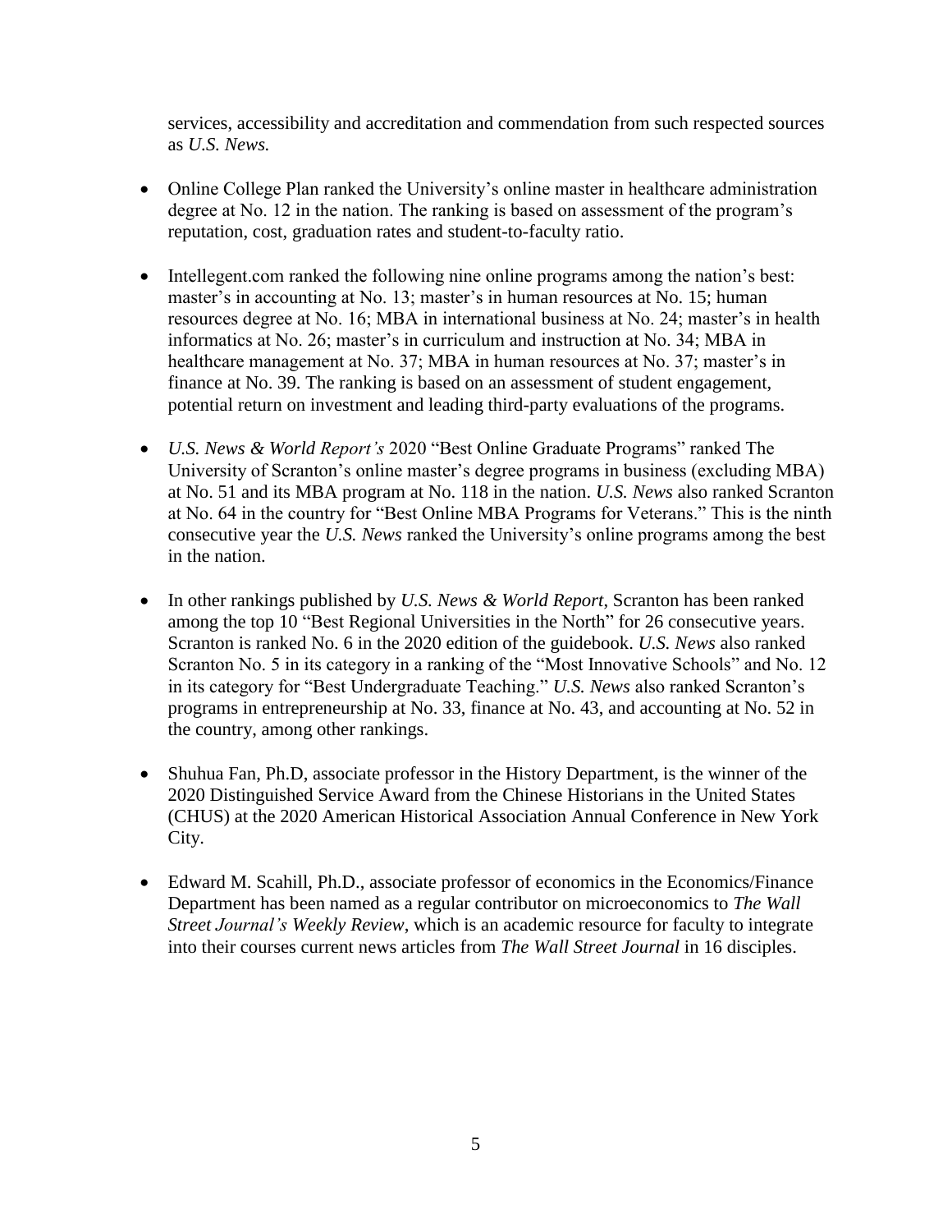services, accessibility and accreditation and commendation from such respected sources as *U.S. News.*

- Online College Plan ranked the University's online master in healthcare administration degree at No. 12 in the nation. The ranking is based on assessment of the program's reputation, cost, graduation rates and student-to-faculty ratio.

- Intellegent.com ranked the following nine online programs among the nation's best: master's in accounting at No. 13; master's in human resources at No. 15; human resources degree at No. 16; MBA in international business at No. 24; master's in health informatics at No. 26; master's in curriculum and instruction at No. 34; MBA in healthcare management at No. 37; MBA in human resources at No. 37; master's in finance at No. 39. The ranking is based on an assessment of student engagement, potential return on investment and leading third-party evaluations of the programs.

- *U.S. News & World Report's* 2020 "Best Online Graduate Programs" ranked The University of Scranton's online master's degree programs in business (excluding MBA) at No. 51 and its MBA program at No. 118 in the nation. *U.S. News* also ranked Scranton at No. 64 in the country for "Best Online MBA Programs for Veterans." This is the ninth consecutive year the *U.S. News* ranked the University's online programs among the best in the nation.

- In other rankings published by *U.S. News & World Report*, Scranton has been ranked among the top 10 "Best Regional Universities in the North" for 26 consecutive years. Scranton is ranked No. 6 in the 2020 edition of the guidebook. *U.S. News* also ranked Scranton No. 5 in its category in a ranking of the "Most Innovative Schools" and No. 12 in its category for "Best Undergraduate Teaching." *U.S. News* also ranked Scranton's programs in entrepreneurship at No. 33, finance at No. 43, and accounting at No. 52 in the country, among other rankings.

- Shuhua Fan, Ph.D, associate professor in the History Department, is the winner of the 2020 Distinguished Service Award from the Chinese Historians in the United States (CHUS) at the 2020 American Historical Association Annual Conference in New York City.

- Edward M. Scahill, Ph.D., associate professor of economics in the Economics/Finance Department has been named as a regular contributor on microeconomics to *The Wall Street Journal's Weekly Review*, which is an academic resource for faculty to integrate into their courses current news articles from *The Wall Street Journal* in 16 disciples.